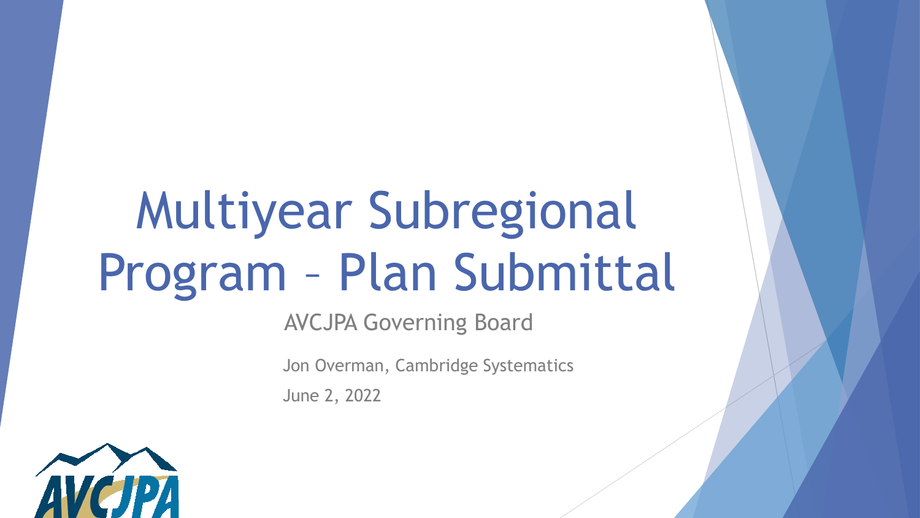# Multiyear Subregional Program – Plan Submittal

AVCJPA Governing Board

Jon Overman, Cambridge Systematics

June 2, 2022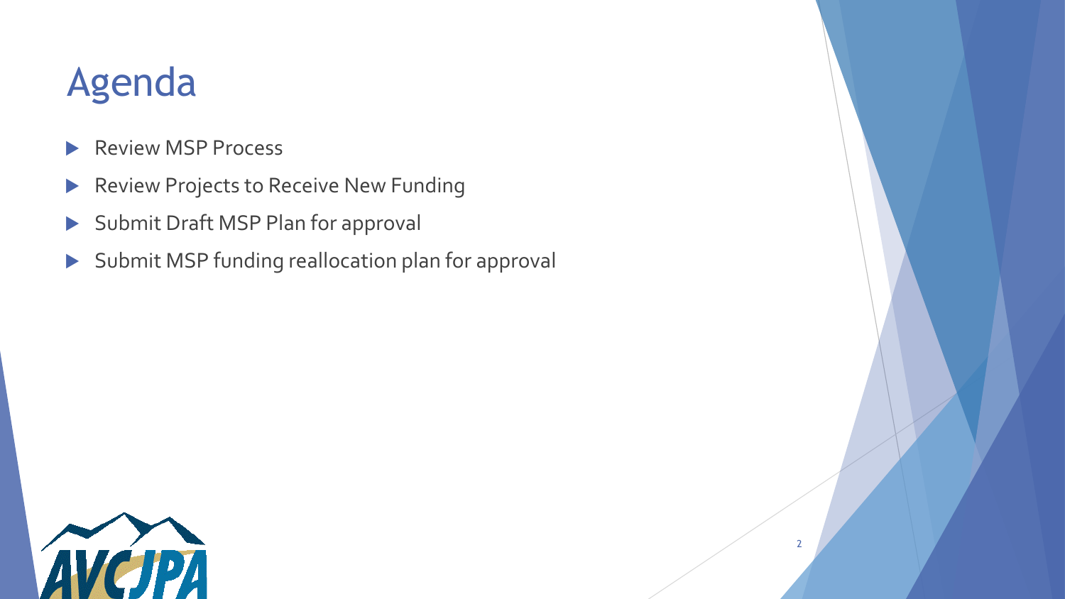# Agenda

- Review MSP Process
- Review Projects to Receive New Funding
- Submit Draft MSP Plan for approval
- Submit MSP funding reallocation plan for approval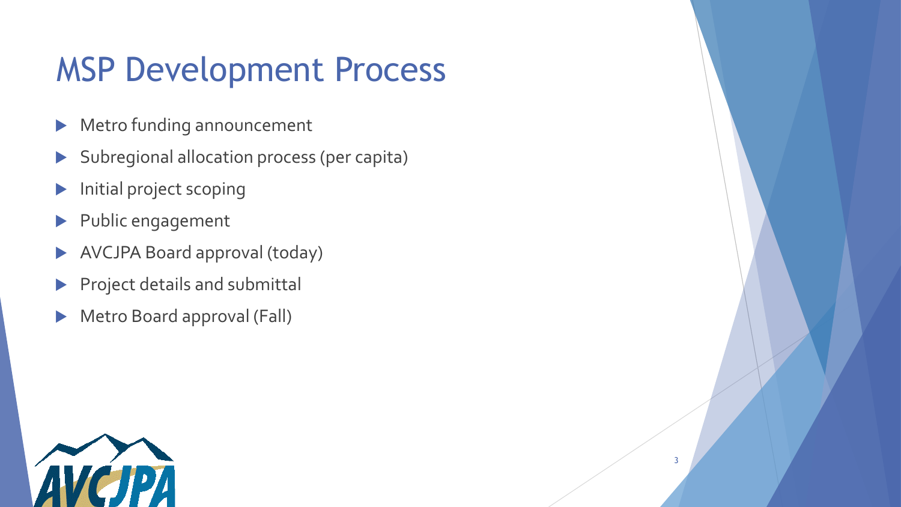# MSP Development Process

- Metro funding announcement
- Subregional allocation process (per capita)
- Initial project scoping
- Public engagement
- AVCJPA Board approval (today)
- Project details and submittal
- Metro Board approval (Fall)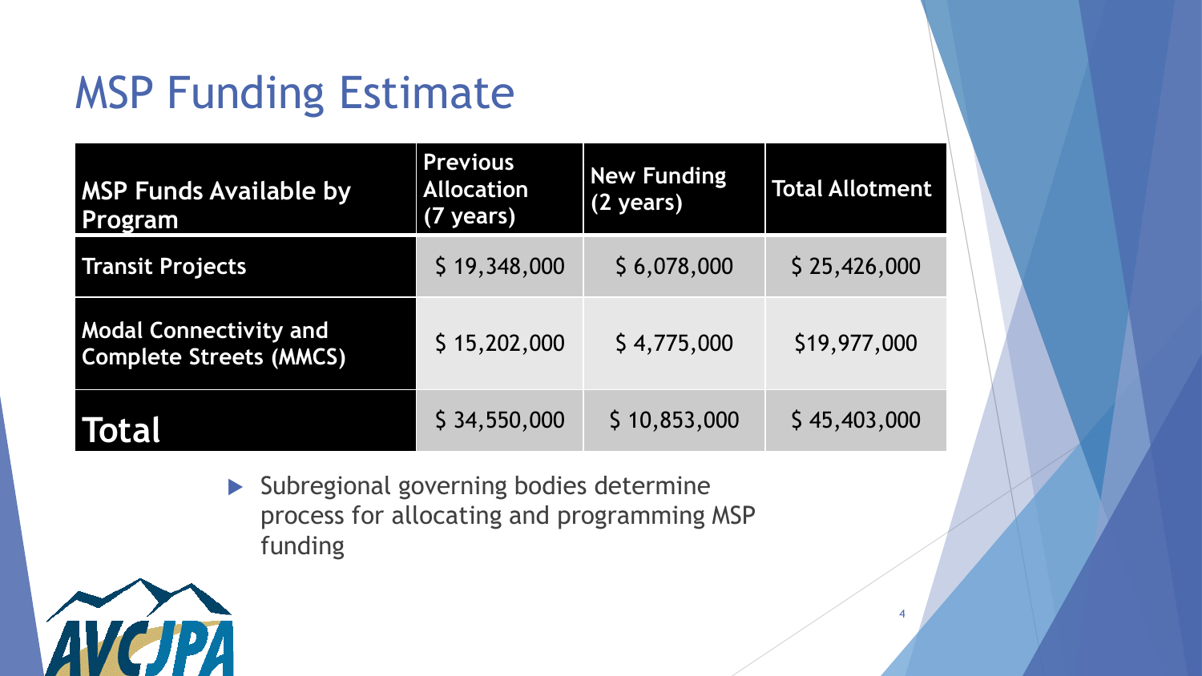# MSP Funding Estimate

| MSP Funds Available by Program | Previous Allocation (7 years) | New Funding (2 years) | Total Allotment |
|---|---|---|---|
| Transit Projects | $ 19,348,000 | $ 6,078,000 | $ 25,426,000 |
| Modal Connectivity and Complete Streets (MMCS) | $ 15,202,000 | $ 4,775,000 | $19,977,000 |
| **Total** | $ 34,550,000 | $ 10,853,000 | $ 45,403,000 |

- Subregional governing bodies determine process for allocating and programming MSP funding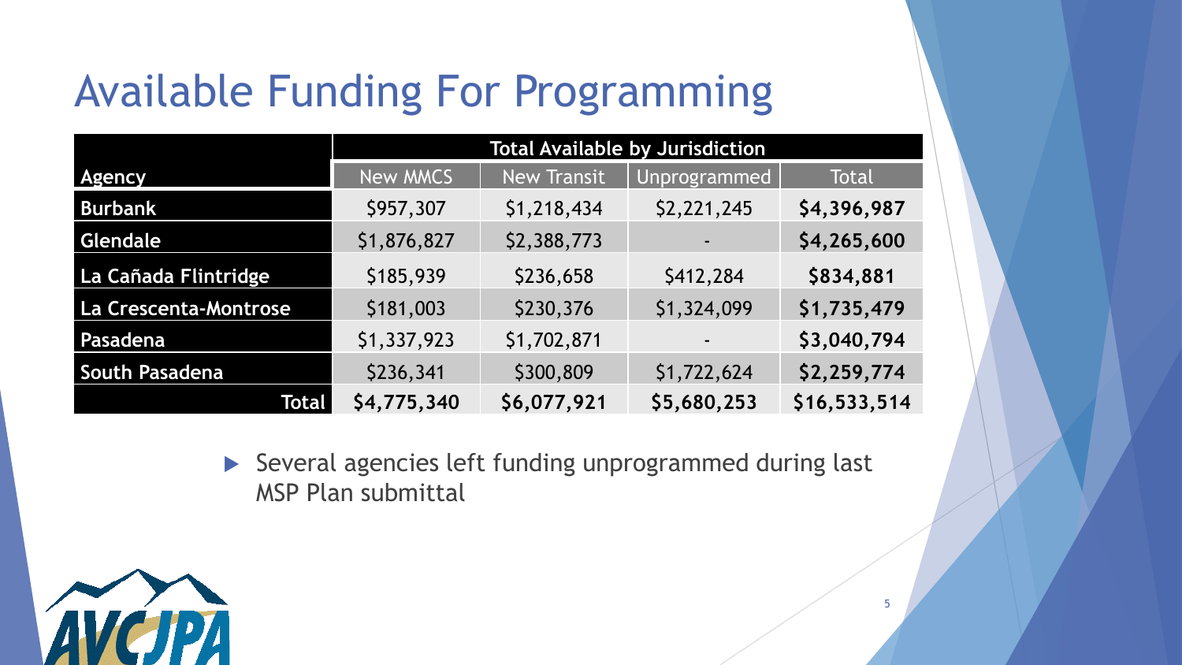# Available Funding For Programming

| | Total Available by Jurisdiction | | | |
|---|---|---|---|---|
| **Agency** | New MMCS | New Transit | Unprogrammed | Total |
| **Burbank** | $957,307 | $1,218,434 | $2,221,245 | **$4,396,987** |
| **Glendale** | $1,876,827 | $2,388,773 | - | **$4,265,600** |
| **La Cañada Flintridge** | $185,939 | $236,658 | $412,284 | **$834,881** |
| **La Crescenta-Montrose** | $181,003 | $230,376 | $1,324,099 | **$1,735,479** |
| **Pasadena** | $1,337,923 | $1,702,871 | - | **$3,040,794** |
| **South Pasadena** | $236,341 | $300,809 | $1,722,624 | **$2,259,774** |
| **Total** | **$4,775,340** | **$6,077,921** | **$5,680,253** | **$16,533,514** |

- Several agencies left funding unprogrammed during last MSP Plan submittal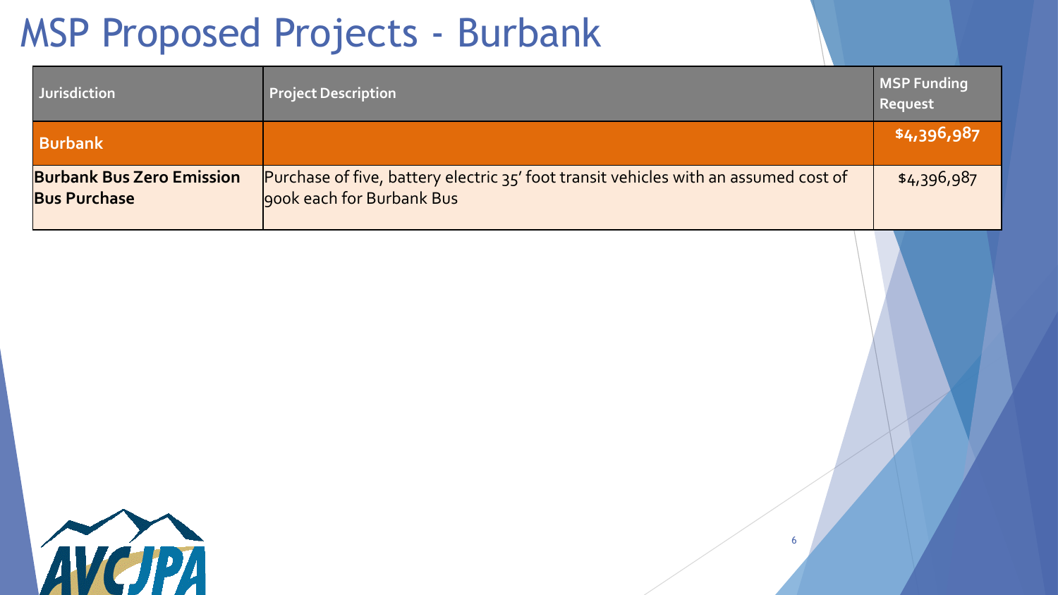# MSP Proposed Projects - Burbank

| Jurisdiction | Project Description | MSP Funding Request |
| --- | --- | --- |
| **Burbank** | | **$4,396,987** |
| **Burbank Bus Zero Emission Bus Purchase** | Purchase of five, battery electric 35' foot transit vehicles with an assumed cost of 900k each for Burbank Bus | $4,396,987 |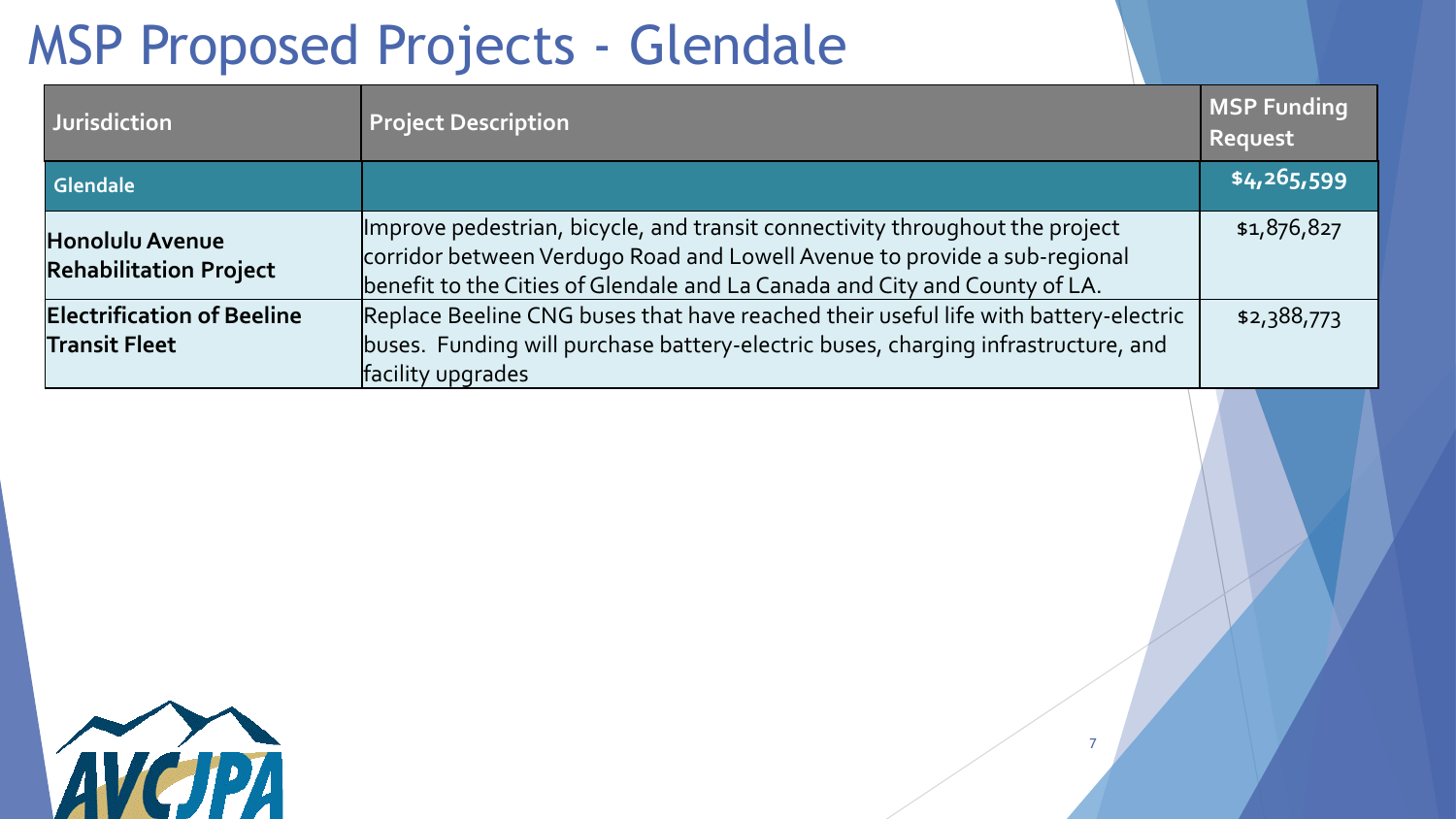# MSP Proposed Projects - Glendale

| Jurisdiction | Project Description | MSP Funding Request |
| --- | --- | --- |
| Glendale | | $4,265,599 |
| **Honolulu Avenue Rehabilitation Project** | Improve pedestrian, bicycle, and transit connectivity throughout the project corridor between Verdugo Road and Lowell Avenue to provide a sub-regional benefit to the Cities of Glendale and La Canada and City and County of LA. | $1,876,827 |
| **Electrification of Beeline Transit Fleet** | Replace Beeline CNG buses that have reached their useful life with battery-electric buses. Funding will purchase battery-electric buses, charging infrastructure, and facility upgrades | $2,388,773 |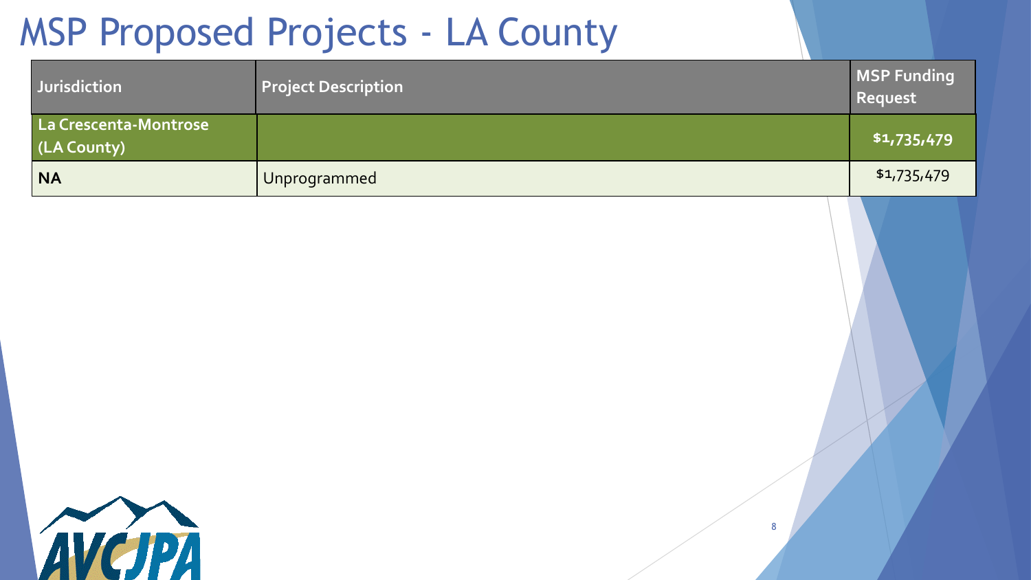# MSP Proposed Projects - LA County

| Jurisdiction | Project Description | MSP Funding Request |
|---|---|---|
| **La Crescenta-Montrose (LA County)** | | **$1,735,479** |
| **NA** | Unprogrammed | $1,735,479 |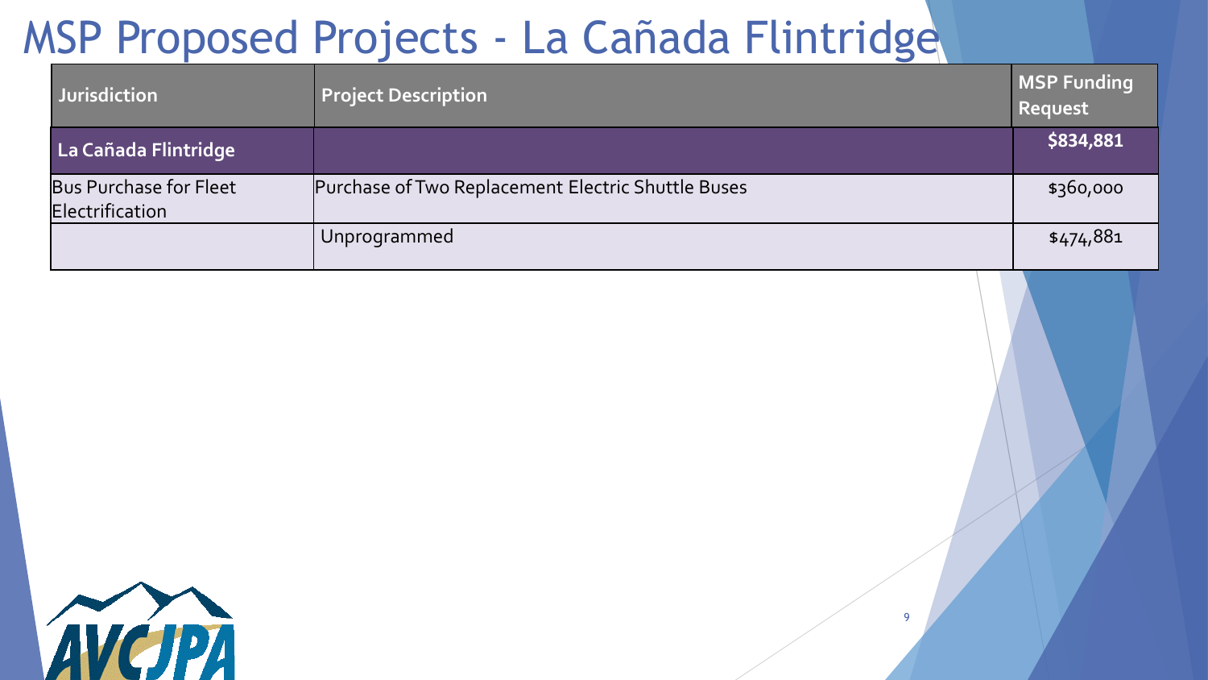# MSP Proposed Projects - La Cañada Flintridge

| Jurisdiction | Project Description | MSP Funding Request |
|---|---|---|
| **La Cañada Flintridge** | | **$834,881** |
| Bus Purchase for Fleet Electrification | Purchase of Two Replacement Electric Shuttle Buses | $360,000 |
| | Unprogrammed | $474,881 |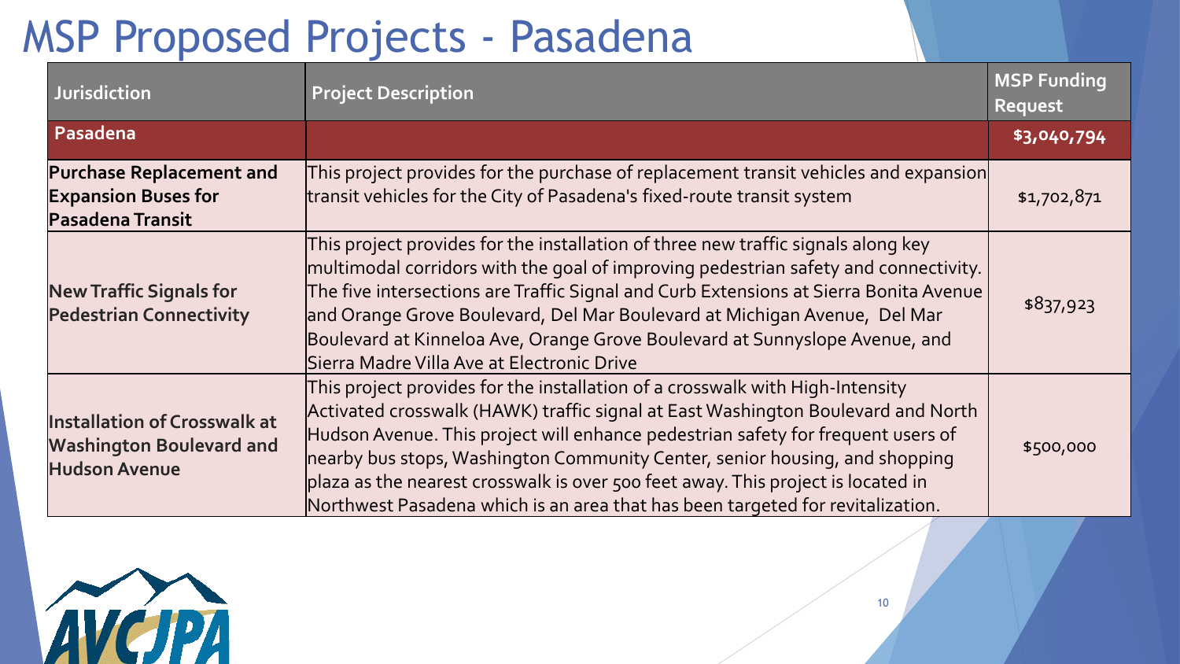# MSP Proposed Projects - Pasadena

| Jurisdiction | Project Description | MSP Funding Request |
|---|---|---|
| **Pasadena** | | **$3,040,794** |
| **Purchase Replacement and Expansion Buses for Pasadena Transit** | This project provides for the purchase of replacement transit vehicles and expansion transit vehicles for the City of Pasadena's fixed-route transit system | $1,702,871 |
| **New Traffic Signals for Pedestrian Connectivity** | This project provides for the installation of three new traffic signals along key multimodal corridors with the goal of improving pedestrian safety and connectivity. The five intersections are Traffic Signal and Curb Extensions at Sierra Bonita Avenue and Orange Grove Boulevard, Del Mar Boulevard at Michigan Avenue, Del Mar Boulevard at Kinneloa Ave, Orange Grove Boulevard at Sunnyslope Avenue, and Sierra Madre Villa Ave at Electronic Drive | $837,923 |
| **Installation of Crosswalk at Washington Boulevard and Hudson Avenue** | This project provides for the installation of a crosswalk with High-Intensity Activated crosswalk (HAWK) traffic signal at East Washington Boulevard and North Hudson Avenue. This project will enhance pedestrian safety for frequent users of nearby bus stops, Washington Community Center, senior housing, and shopping plaza as the nearest crosswalk is over 500 feet away. This project is located in Northwest Pasadena which is an area that has been targeted for revitalization. | $500,000 |

AVCJPA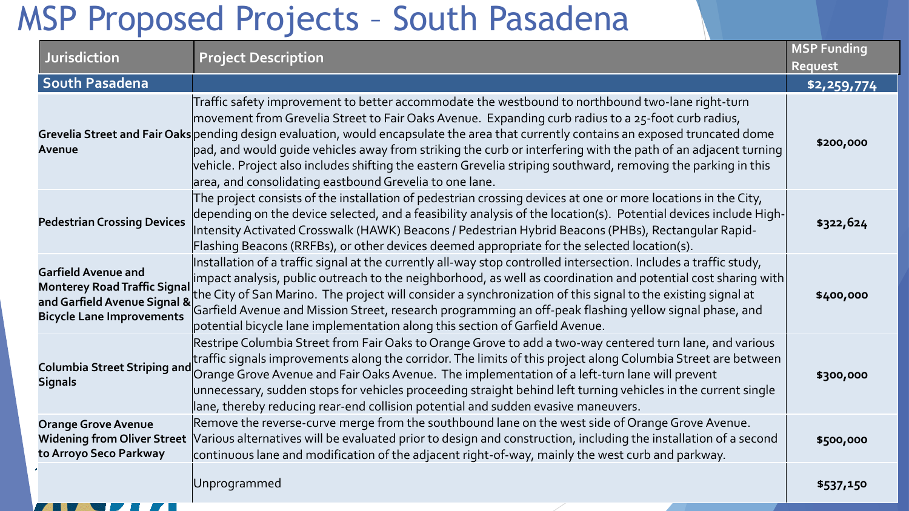# MSP Proposed Projects – South Pasadena

| Jurisdiction | Project Description | MSP Funding Request |
|---|---|---|
| **South Pasadena** | | **$2,259,774** |
| **Grevelia Street and Fair Oaks Avenue** | Traffic safety improvement to better accommodate the westbound to northbound two-lane right-turn movement from Grevelia Street to Fair Oaks Avenue. Expanding curb radius to a 25-foot curb radius, pending design evaluation, would encapsulate the area that currently contains an exposed truncated dome pad, and would guide vehicles away from striking the curb or interfering with the path of an adjacent turning vehicle. Project also includes shifting the eastern Grevelia striping southward, removing the parking in this area, and consolidating eastbound Grevelia to one lane. | **$200,000** |
| **Pedestrian Crossing Devices** | The project consists of the installation of pedestrian crossing devices at one or more locations in the City, depending on the device selected, and a feasibility analysis of the location(s). Potential devices include High-Intensity Activated Crosswalk (HAWK) Beacons / Pedestrian Hybrid Beacons (PHBs), Rectangular Rapid-Flashing Beacons (RRFBs), or other devices deemed appropriate for the selected location(s). | **$322,624** |
| **Garfield Avenue and Monterey Road Traffic Signal and Garfield Avenue Signal & Bicycle Lane Improvements** | Installation of a traffic signal at the currently all-way stop controlled intersection. Includes a traffic study, impact analysis, public outreach to the neighborhood, as well as coordination and potential cost sharing with the City of San Marino. The project will consider a synchronization of this signal to the existing signal at Garfield Avenue and Mission Street, research programming an off-peak flashing yellow signal phase, and potential bicycle lane implementation along this section of Garfield Avenue. | **$400,000** |
| **Columbia Street Striping and Signals** | Restripe Columbia Street from Fair Oaks to Orange Grove to add a two-way centered turn lane, and various traffic signals improvements along the corridor. The limits of this project along Columbia Street are between Orange Grove Avenue and Fair Oaks Avenue. The implementation of a left-turn lane will prevent unnecessary, sudden stops for vehicles proceeding straight behind left turning vehicles in the current single lane, thereby reducing rear-end collision potential and sudden evasive maneuvers. | **$300,000** |
| **Orange Grove Avenue Widening from Oliver Street to Arroyo Seco Parkway** | Remove the reverse-curve merge from the southbound lane on the west side of Orange Grove Avenue. Various alternatives will be evaluated prior to design and construction, including the installation of a second continuous lane and modification of the adjacent right-of-way, mainly the west curb and parkway. | **$500,000** |
| | Unprogrammed | **$537,150** |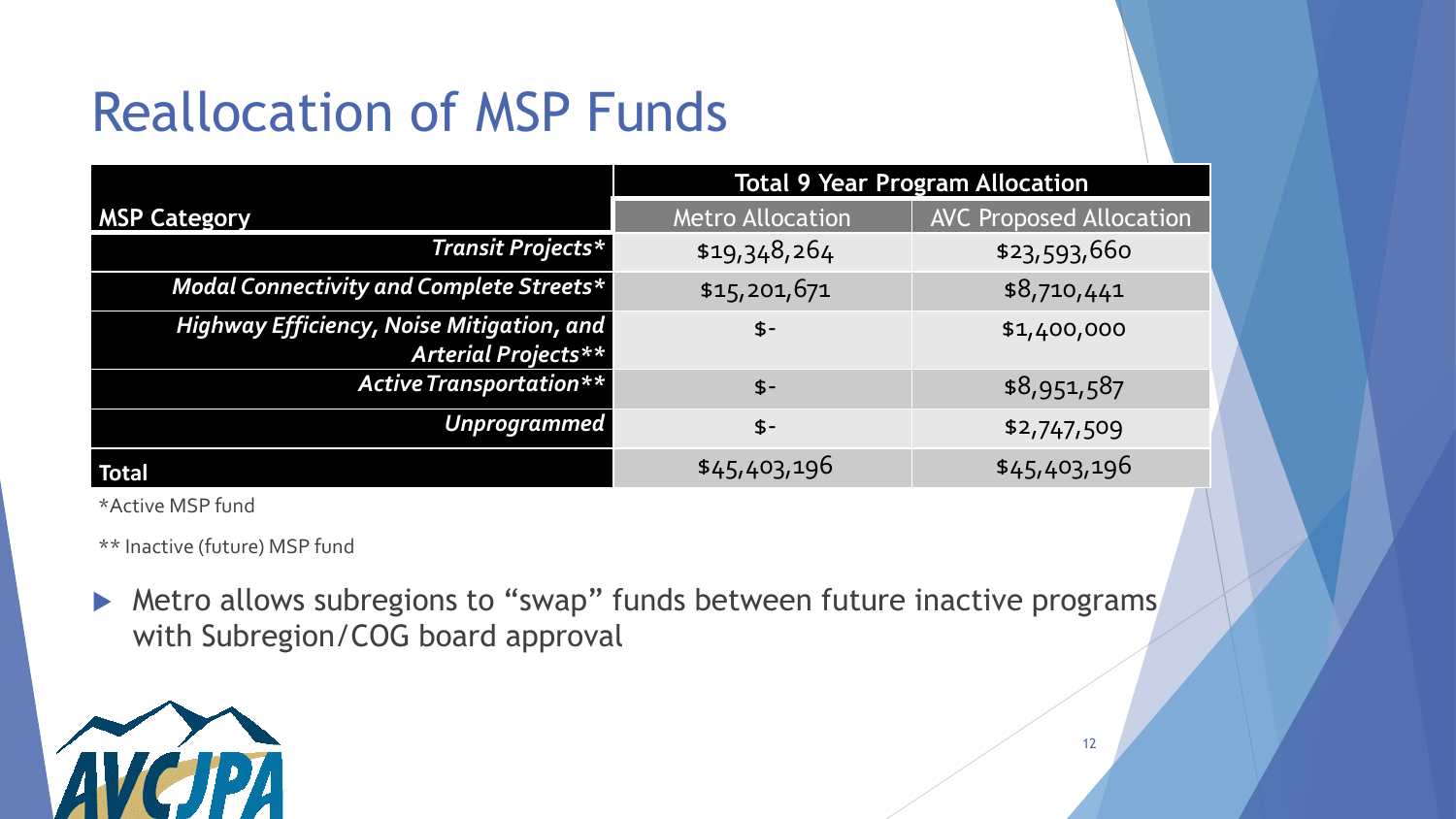# Reallocation of MSP Funds

| MSP Category | Total 9 Year Program Allocation | |
|---|---|---|
| | Metro Allocation | AVC Proposed Allocation |
| *Transit Projects** | $19,348,264 | $23,593,660 |
| *Modal Connectivity and Complete Streets** | $15,201,671 | $8,710,441 |
| *Highway Efficiency, Noise Mitigation, and Arterial Projects*** | $- | $1,400,000 |
| *Active Transportation*** | $- | $8,951,587 |
| *Unprogrammed* | $- | $2,747,509 |
| **Total** | $45,403,196 | $45,403,196 |

*Active MSP fund

** Inactive (future) MSP fund

- Metro allows subregions to “swap” funds between future inactive programs with Subregion/COG board approval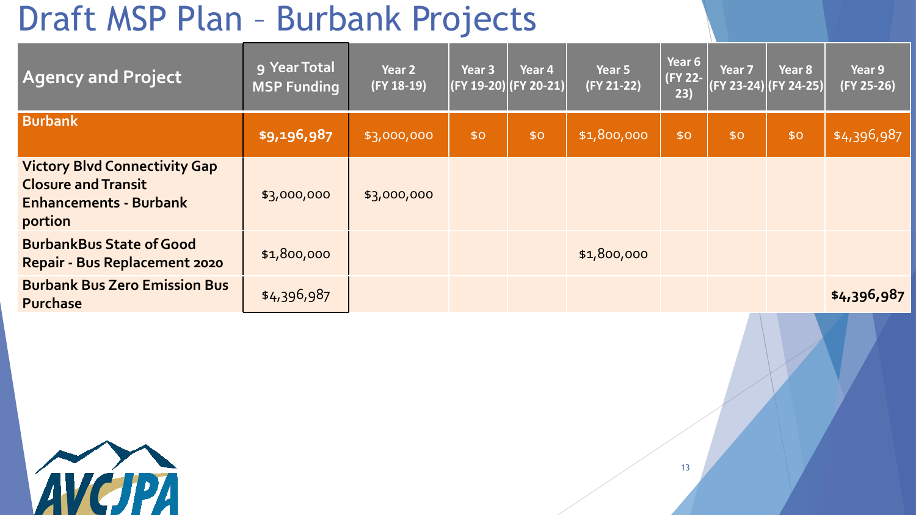# Draft MSP Plan – Burbank Projects

| Agency and Project | 9 Year Total MSP Funding | Year 2 (FY 18-19) | Year 3 (FY 19-20) | Year 4 (FY 20-21) | Year 5 (FY 21-22) | Year 6 (FY 22-23) | Year 7 (FY 23-24) | Year 8 (FY 24-25) | Year 9 (FY 25-26) |
|---|---|---|---|---|---|---|---|---|---|
| **Burbank** | **$9,196,987** | $3,000,000 | $0 | $0 | $1,800,000 | $0 | $0 | $0 | $4,396,987 |
| **Victory Blvd Connectivity Gap Closure and Transit Enhancements - Burbank portion** | $3,000,000 | $3,000,000 | | | | | | | |
| **BurbankBus State of Good Repair - Bus Replacement 2020** | $1,800,000 | | | | $1,800,000 | | | | |
| **Burbank Bus Zero Emission Bus Purchase** | $4,396,987 | | | | | | | | **$4,396,987** |

AVCJPA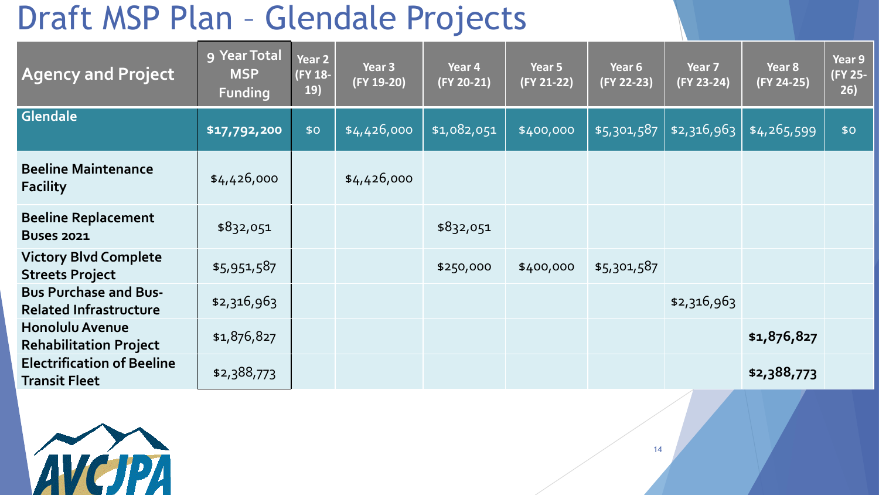# Draft MSP Plan – Glendale Projects

| Agency and Project | 9 Year Total MSP Funding | Year 2 (FY 18-19) | Year 3 (FY 19-20) | Year 4 (FY 20-21) | Year 5 (FY 21-22) | Year 6 (FY 22-23) | Year 7 (FY 23-24) | Year 8 (FY 24-25) | Year 9 (FY 25-26) |
|---|---|---|---|---|---|---|---|---|---|
| **Glendale** | **$17,792,200** | $0 | $4,426,000 | $1,082,051 | $400,000 | $5,301,587 | $2,316,963 | $4,265,599 | $0 |
| **Beeline Maintenance Facility** | $4,426,000 | | $4,426,000 | | | | | | |
| **Beeline Replacement Buses 2021** | $832,051 | | | $832,051 | | | | | |
| **Victory Blvd Complete Streets Project** | $5,951,587 | | | $250,000 | $400,000 | $5,301,587 | | | |
| **Bus Purchase and Bus-Related Infrastructure** | $2,316,963 | | | | | | $2,316,963 | | |
| **Honolulu Avenue Rehabilitation Project** | $1,876,827 | | | | | | | **$1,876,827** | |
| **Electrification of Beeline Transit Fleet** | $2,388,773 | | | | | | | **$2,388,773** | |

AVCJPA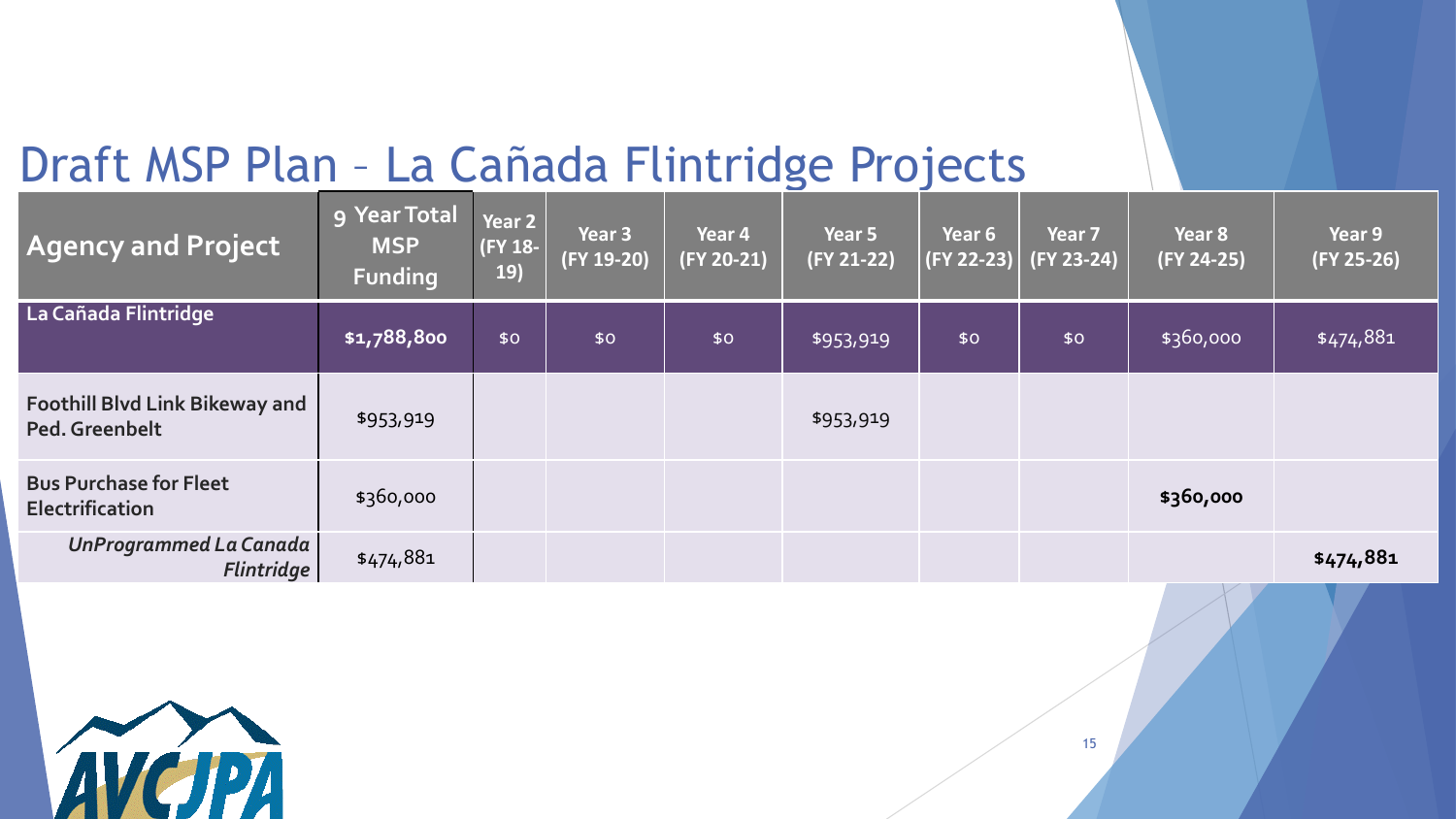# Draft MSP Plan – La Cañada Flintridge Projects

| Agency and Project | 9 Year Total MSP Funding | Year 2 (FY 18-19) | Year 3 (FY 19-20) | Year 4 (FY 20-21) | Year 5 (FY 21-22) | Year 6 (FY 22-23) | Year 7 (FY 23-24) | Year 8 (FY 24-25) | Year 9 (FY 25-26) |
|---|---|---|---|---|---|---|---|---|---|
| **La Cañada Flintridge** | **$1,788,800** | $0 | $0 | $0 | $953,919 | $0 | $0 | $360,000 | $474,881 |
| **Foothill Blvd Link Bikeway and Ped. Greenbelt** | $953,919 | | | | $953,919 | | | | |
| **Bus Purchase for Fleet Electrification** | $360,000 | | | | | | | **$360,000** | |
| ***UnProgrammed La Canada Flintridge*** | $474,881 | | | | | | | | **$474,881** |

AVCJPA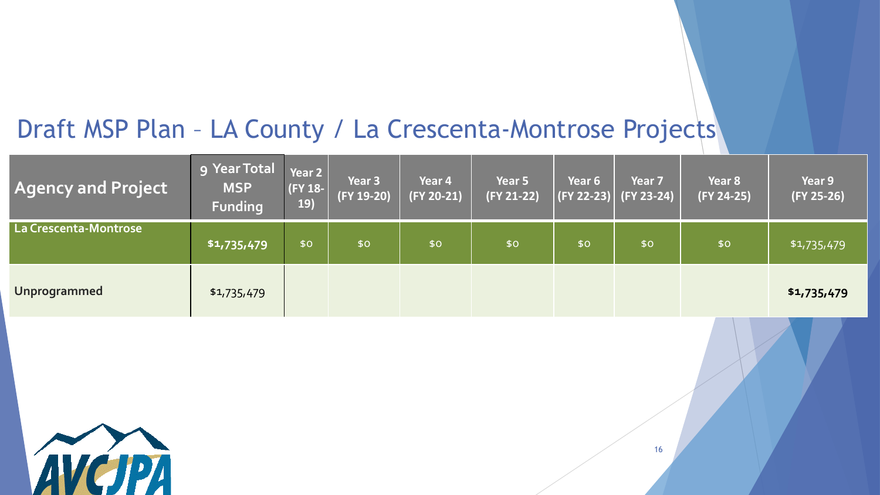# Draft MSP Plan – LA County / La Crescenta-Montrose Projects

| Agency and Project | 9 Year Total MSP Funding | Year 2 (FY 18-19) | Year 3 (FY 19-20) | Year 4 (FY 20-21) | Year 5 (FY 21-22) | Year 6 (FY 22-23) | Year 7 (FY 23-24) | Year 8 (FY 24-25) | Year 9 (FY 25-26) |
|---|---|---|---|---|---|---|---|---|---|
| **La Crescenta-Montrose** | **$1,735,479** | $0 | $0 | $0 | $0 | $0 | $0 | $0 | $1,735,479 |
| **Unprogrammed** | $1,735,479 | | | | | | | | **$1,735,479** |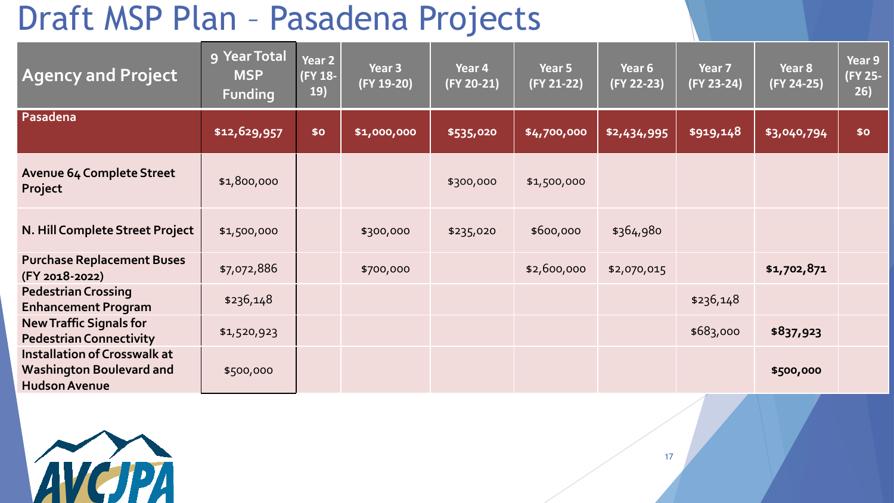# Draft MSP Plan – Pasadena Projects

| Agency and Project | 9 Year Total MSP Funding | Year 2 (FY 18-19) | Year 3 (FY 19-20) | Year 4 (FY 20-21) | Year 5 (FY 21-22) | Year 6 (FY 22-23) | Year 7 (FY 23-24) | Year 8 (FY 24-25) | Year 9 (FY 25-26) |
|---|---|---|---|---|---|---|---|---|---|
| **Pasadena** | **$12,629,957** | **$0** | **$1,000,000** | **$535,020** | **$4,700,000** | **$2,434,995** | **$919,148** | **$3,040,794** | **$0** |
| **Avenue 64 Complete Street Project** | $1,800,000 | | | $300,000 | $1,500,000 | | | | |
| **N. Hill Complete Street Project** | $1,500,000 | | $300,000 | $235,020 | $600,000 | $364,980 | | | |
| **Purchase Replacement Buses (FY 2018-2022)** | $7,072,886 | | $700,000 | | $2,600,000 | $2,070,015 | | **$1,702,871** | |
| **Pedestrian Crossing Enhancement Program** | $236,148 | | | | | | $236,148 | | |
| **New Traffic Signals for Pedestrian Connectivity** | $1,520,923 | | | | | | $683,000 | **$837,923** | |
| **Installation of Crosswalk at Washington Boulevard and Hudson Avenue** | $500,000 | | | | | | | **$500,000** | |

AVCJPA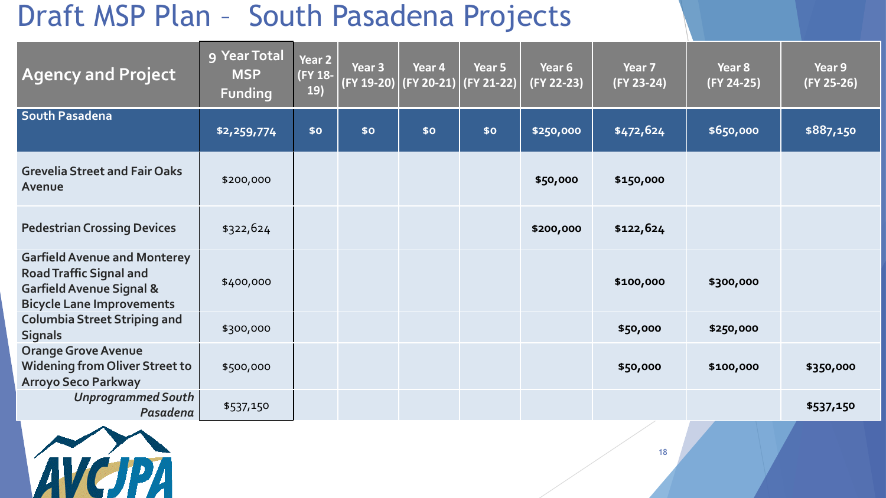# Draft MSP Plan – South Pasadena Projects

| Agency and Project | 9 Year Total MSP Funding | Year 2 (FY 18-19) | Year 3 (FY 19-20) | Year 4 (FY 20-21) | Year 5 (FY 21-22) | Year 6 (FY 22-23) | Year 7 (FY 23-24) | Year 8 (FY 24-25) | Year 9 (FY 25-26) |
|---|---|---|---|---|---|---|---|---|---|
| **South Pasadena** | **$2,259,774** | **$0** | **$0** | **$0** | **$0** | **$250,000** | **$472,624** | **$650,000** | **$887,150** |
| **Grevelia Street and Fair Oaks Avenue** | $200,000 | | | | | **$50,000** | **$150,000** | | |
| **Pedestrian Crossing Devices** | $322,624 | | | | | **$200,000** | **$122,624** | | |
| **Garfield Avenue and Monterey Road Traffic Signal and Garfield Avenue Signal & Bicycle Lane Improvements** | $400,000 | | | | | | **$100,000** | **$300,000** | |
| **Columbia Street Striping and Signals** | $300,000 | | | | | | **$50,000** | **$250,000** | |
| **Orange Grove Avenue Widening from Oliver Street to Arroyo Seco Parkway** | $500,000 | | | | | | **$50,000** | **$100,000** | **$350,000** |
| ***Unprogrammed South Pasadena*** | $537,150 | | | | | | | | **$537,150** |

AVCJPA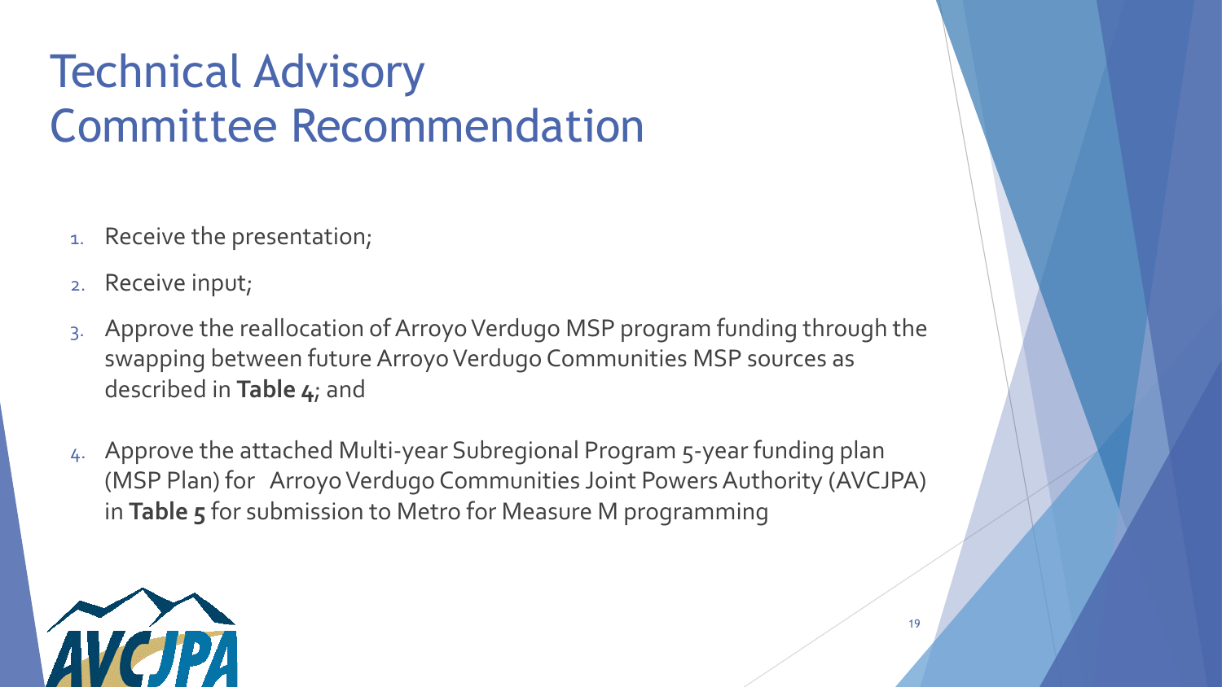# Technical Advisory Committee Recommendation

1. Receive the presentation;
2. Receive input;
3. Approve the reallocation of Arroyo Verdugo MSP program funding through the swapping between future Arroyo Verdugo Communities MSP sources as described in **Table 4**; and
4. Approve the attached Multi-year Subregional Program 5-year funding plan (MSP Plan) for Arroyo Verdugo Communities Joint Powers Authority (AVCJPA) in **Table 5** for submission to Metro for Measure M programming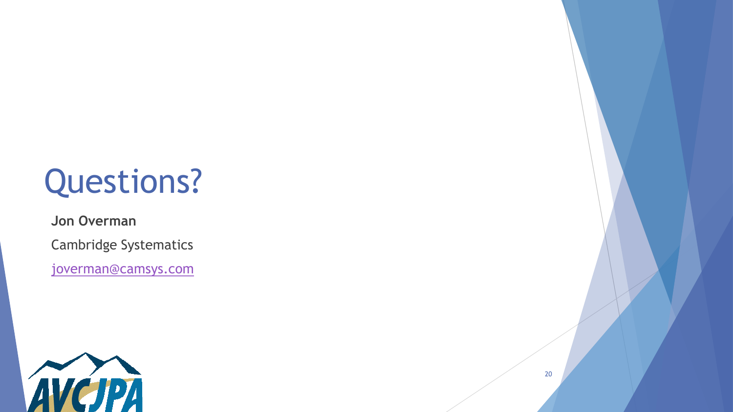# Questions?

**Jon Overman**

Cambridge Systematics

joverman@camsys.com